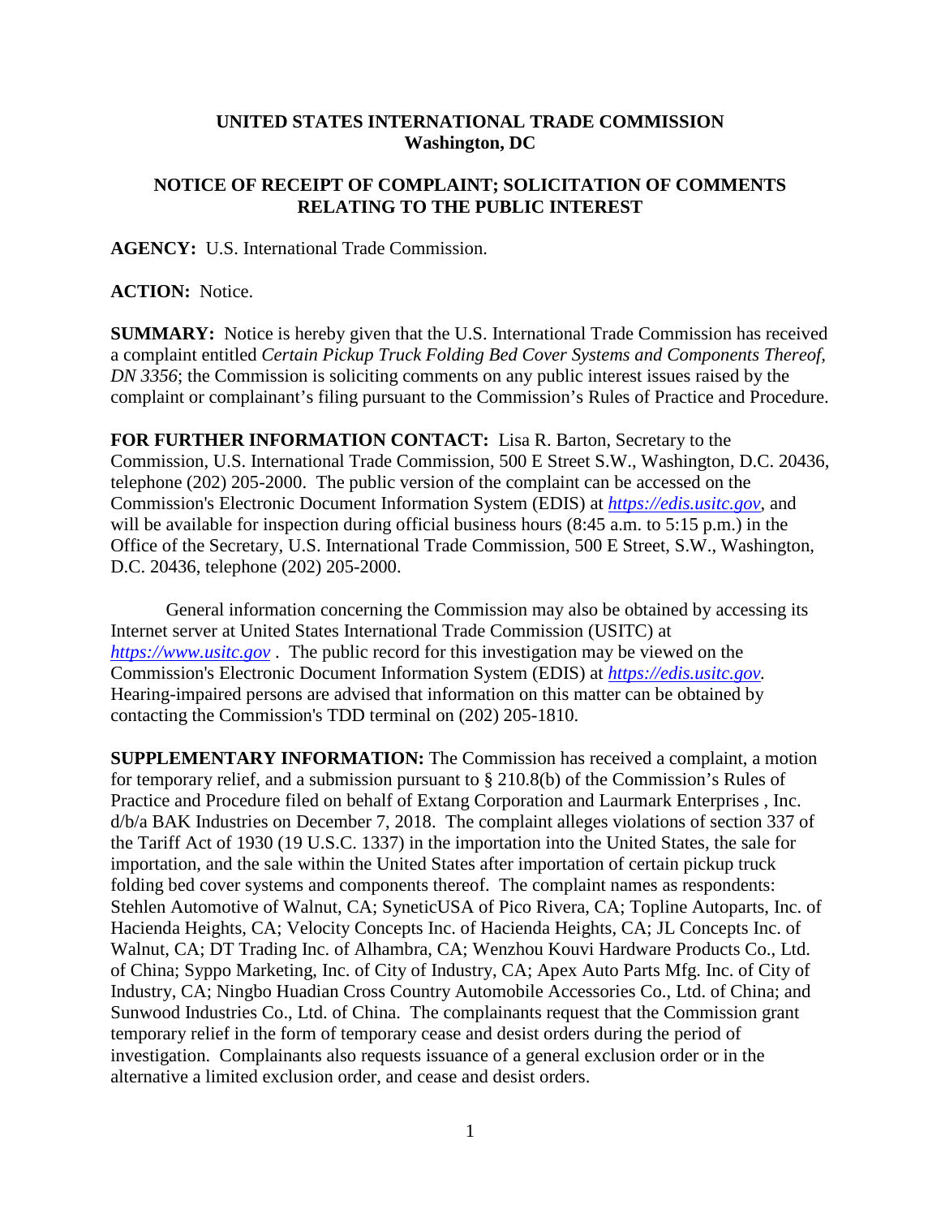**UNITED STATES INTERNATIONAL TRADE COMMISSION**
**Washington, DC**

**NOTICE OF RECEIPT OF COMPLAINT; SOLICITATION OF COMMENTS RELATING TO THE PUBLIC INTEREST**

**AGENCY:** U.S. International Trade Commission.

**ACTION:** Notice.

**SUMMARY:** Notice is hereby given that the U.S. International Trade Commission has received a complaint entitled *Certain Pickup Truck Folding Bed Cover Systems and Components Thereof, DN 3356*; the Commission is soliciting comments on any public interest issues raised by the complaint or complainant's filing pursuant to the Commission's Rules of Practice and Procedure.

**FOR FURTHER INFORMATION CONTACT:** Lisa R. Barton, Secretary to the Commission, U.S. International Trade Commission, 500 E Street S.W., Washington, D.C. 20436, telephone (202) 205-2000. The public version of the complaint can be accessed on the Commission's Electronic Document Information System (EDIS) at *https://edis.usitc.gov*, and will be available for inspection during official business hours (8:45 a.m. to 5:15 p.m.) in the Office of the Secretary, U.S. International Trade Commission, 500 E Street, S.W., Washington, D.C. 20436, telephone (202) 205-2000.

General information concerning the Commission may also be obtained by accessing its Internet server at United States International Trade Commission (USITC) at *https://www.usitc.gov* . The public record for this investigation may be viewed on the Commission's Electronic Document Information System (EDIS) at *https://edis.usitc.gov.* Hearing-impaired persons are advised that information on this matter can be obtained by contacting the Commission's TDD terminal on (202) 205-1810.

**SUPPLEMENTARY INFORMATION:** The Commission has received a complaint, a motion for temporary relief, and a submission pursuant to § 210.8(b) of the Commission's Rules of Practice and Procedure filed on behalf of Extang Corporation and Laurmark Enterprises , Inc. d/b/a BAK Industries on December 7, 2018. The complaint alleges violations of section 337 of the Tariff Act of 1930 (19 U.S.C. 1337) in the importation into the United States, the sale for importation, and the sale within the United States after importation of certain pickup truck folding bed cover systems and components thereof. The complaint names as respondents: Stehlen Automotive of Walnut, CA; SyneticUSA of Pico Rivera, CA; Topline Autoparts, Inc. of Hacienda Heights, CA; Velocity Concepts Inc. of Hacienda Heights, CA; JL Concepts Inc. of Walnut, CA; DT Trading Inc. of Alhambra, CA; Wenzhou Kouvi Hardware Products Co., Ltd. of China; Syppo Marketing, Inc. of City of Industry, CA; Apex Auto Parts Mfg. Inc. of City of Industry, CA; Ningbo Huadian Cross Country Automobile Accessories Co., Ltd. of China; and Sunwood Industries Co., Ltd. of China. The complainants request that the Commission grant temporary relief in the form of temporary cease and desist orders during the period of investigation. Complainants also requests issuance of a general exclusion order or in the alternative a limited exclusion order, and cease and desist orders.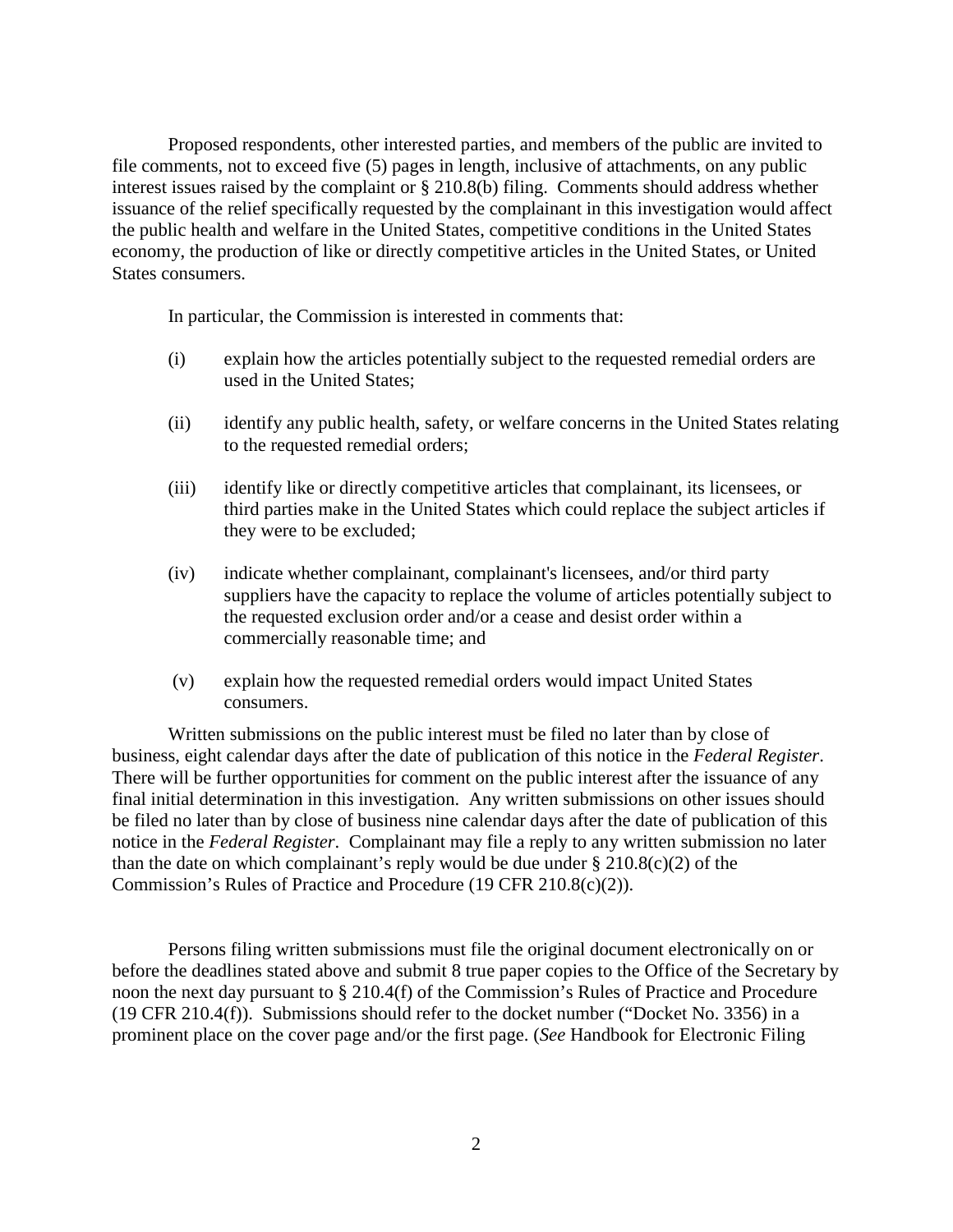Proposed respondents, other interested parties, and members of the public are invited to file comments, not to exceed five (5) pages in length, inclusive of attachments, on any public interest issues raised by the complaint or § 210.8(b) filing. Comments should address whether issuance of the relief specifically requested by the complainant in this investigation would affect the public health and welfare in the United States, competitive conditions in the United States economy, the production of like or directly competitive articles in the United States, or United States consumers.

In particular, the Commission is interested in comments that:

(i) explain how the articles potentially subject to the requested remedial orders are used in the United States;

(ii) identify any public health, safety, or welfare concerns in the United States relating to the requested remedial orders;

(iii) identify like or directly competitive articles that complainant, its licensees, or third parties make in the United States which could replace the subject articles if they were to be excluded;

(iv) indicate whether complainant, complainant's licensees, and/or third party suppliers have the capacity to replace the volume of articles potentially subject to the requested exclusion order and/or a cease and desist order within a commercially reasonable time; and

(v) explain how the requested remedial orders would impact United States consumers.

Written submissions on the public interest must be filed no later than by close of business, eight calendar days after the date of publication of this notice in the *Federal Register*. There will be further opportunities for comment on the public interest after the issuance of any final initial determination in this investigation. Any written submissions on other issues should be filed no later than by close of business nine calendar days after the date of publication of this notice in the *Federal Register*. Complainant may file a reply to any written submission no later than the date on which complainant's reply would be due under § 210.8(c)(2) of the Commission's Rules of Practice and Procedure (19 CFR 210.8(c)(2)).

Persons filing written submissions must file the original document electronically on or before the deadlines stated above and submit 8 true paper copies to the Office of the Secretary by noon the next day pursuant to § 210.4(f) of the Commission's Rules of Practice and Procedure (19 CFR 210.4(f)). Submissions should refer to the docket number ("Docket No. 3356) in a prominent place on the cover page and/or the first page. (*See* Handbook for Electronic Filing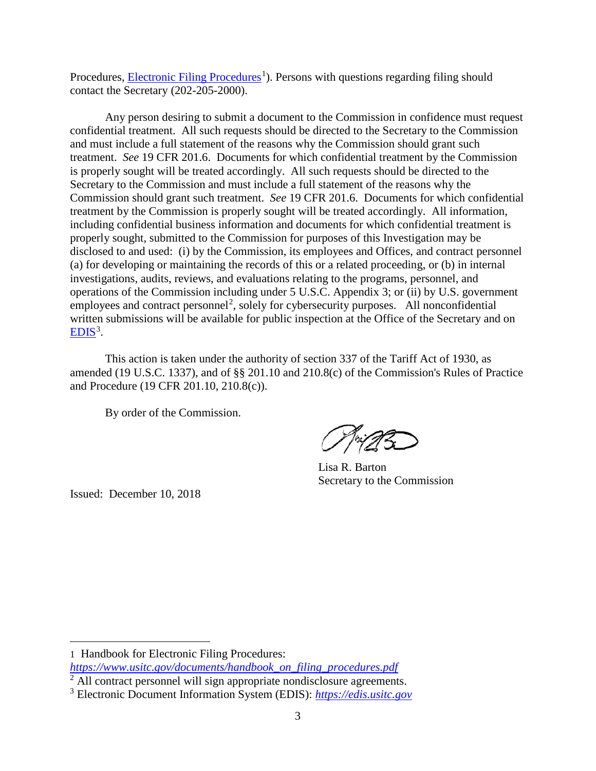Procedures, [Electronic Filing Procedures][1]). Persons with questions regarding filing should contact the Secretary (202-205-2000).

Any person desiring to submit a document to the Commission in confidence must request confidential treatment. All such requests should be directed to the Secretary to the Commission and must include a full statement of the reasons why the Commission should grant such treatment. *See* 19 CFR 201.6. Documents for which confidential treatment by the Commission is properly sought will be treated accordingly. All such requests should be directed to the Secretary to the Commission and must include a full statement of the reasons why the Commission should grant such treatment. *See* 19 CFR 201.6. Documents for which confidential treatment by the Commission is properly sought will be treated accordingly. All information, including confidential business information and documents for which confidential treatment is properly sought, submitted to the Commission for purposes of this Investigation may be disclosed to and used: (i) by the Commission, its employees and Offices, and contract personnel (a) for developing or maintaining the records of this or a related proceeding, or (b) in internal investigations, audits, reviews, and evaluations relating to the programs, personnel, and operations of the Commission including under 5 U.S.C. Appendix 3; or (ii) by U.S. government employees and contract personnel[2], solely for cybersecurity purposes. All nonconfidential written submissions will be available for public inspection at the Office of the Secretary and on EDIS[3].

This action is taken under the authority of section 337 of the Tariff Act of 1930, as amended (19 U.S.C. 1337), and of §§ 201.10 and 210.8(c) of the Commission's Rules of Practice and Procedure (19 CFR 201.10, 210.8(c)).

By order of the Commission.

Lisa R. Barton
Secretary to the Commission

Issued: December 10, 2018

---

1 Handbook for Electronic Filing Procedures: *https://www.usitc.gov/documents/handbook_on_filing_procedures.pdf*

2 All contract personnel will sign appropriate nondisclosure agreements.

3 Electronic Document Information System (EDIS): *https://edis.usitc.gov*